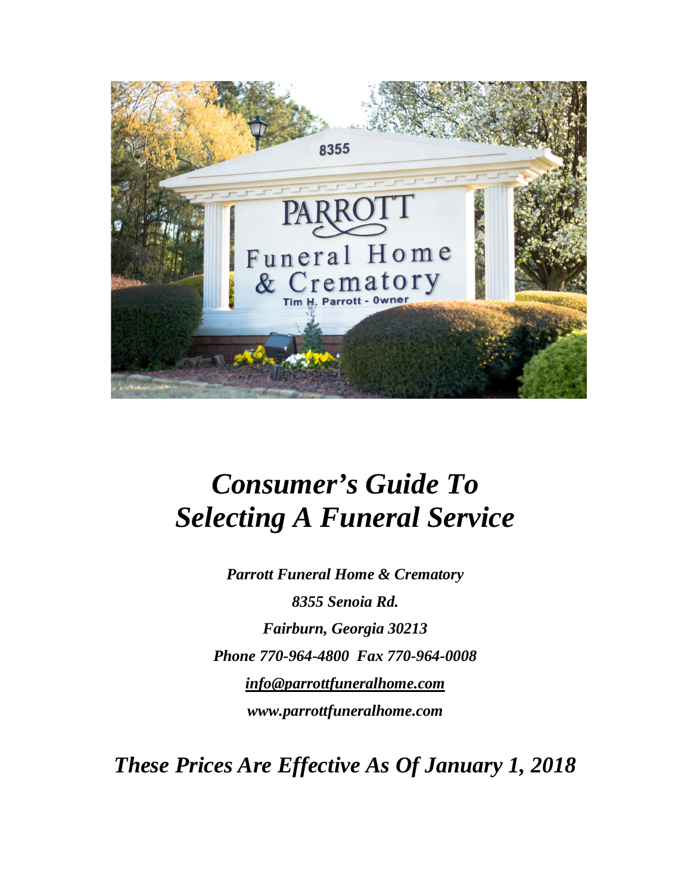# *Consumer's Guide To Selecting A Funeral Service*

***Parrott Funeral Home & Crematory***

***8355 Senoia Rd.***

***Fairburn, Georgia 30213***

***Phone 770-964-4800 Fax 770-964-0008***

***info@parrottfuneralhome.com***

***www.parrottfuneralhome.com***

## *These Prices Are Effective As Of January 1, 2018*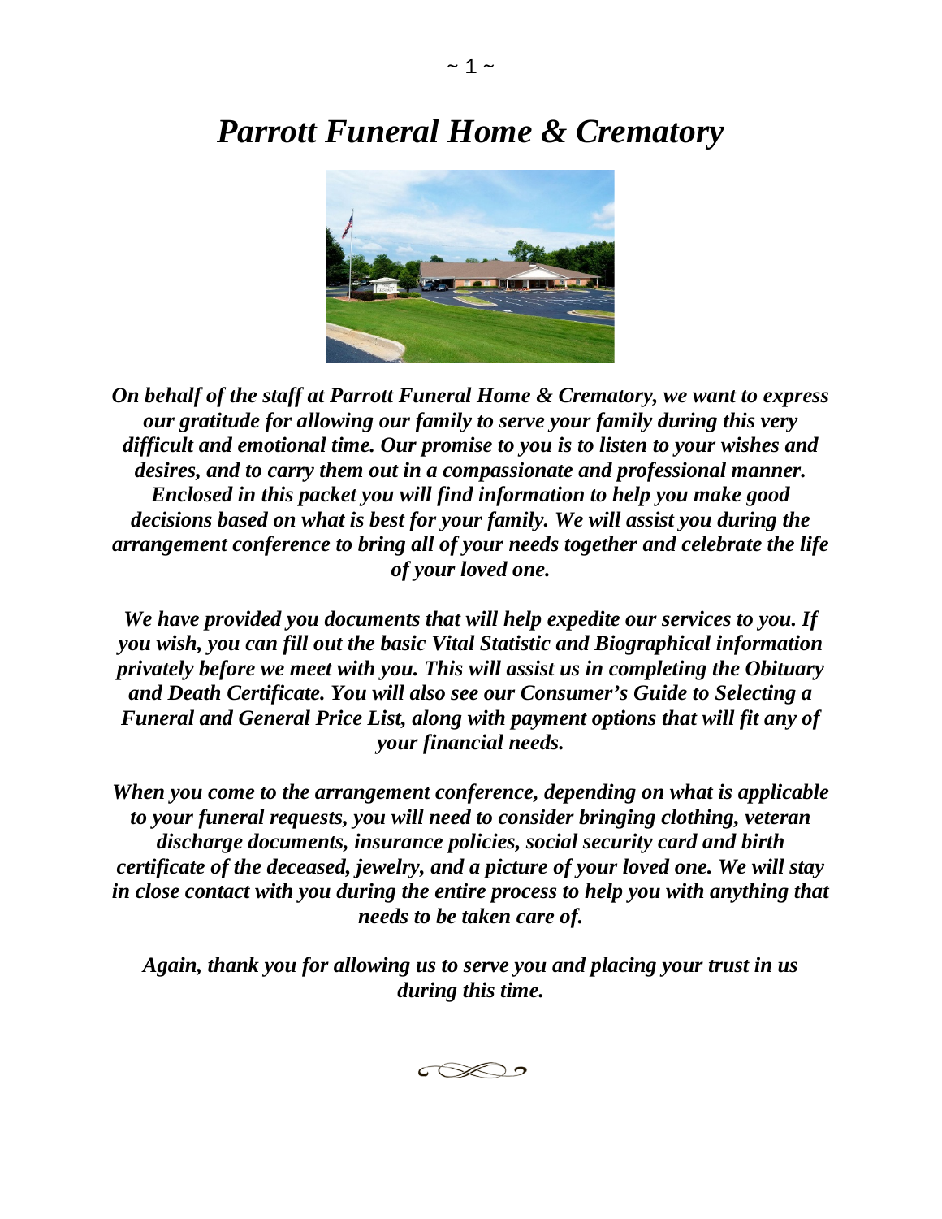# *Parrott Funeral Home & Crematory*

***On behalf of the staff at Parrott Funeral Home & Crematory, we want to express our gratitude for allowing our family to serve your family during this very difficult and emotional time. Our promise to you is to listen to your wishes and desires, and to carry them out in a compassionate and professional manner. Enclosed in this packet you will find information to help you make good decisions based on what is best for your family. We will assist you during the arrangement conference to bring all of your needs together and celebrate the life of your loved one.***

***We have provided you documents that will help expedite our services to you. If you wish, you can fill out the basic Vital Statistic and Biographical information privately before we meet with you. This will assist us in completing the Obituary and Death Certificate. You will also see our Consumer's Guide to Selecting a Funeral and General Price List, along with payment options that will fit any of your financial needs.***

***When you come to the arrangement conference, depending on what is applicable to your funeral requests, you will need to consider bringing clothing, veteran discharge documents, insurance policies, social security card and birth certificate of the deceased, jewelry, and a picture of your loved one. We will stay in close contact with you during the entire process to help you with anything that needs to be taken care of.***

***Again, thank you for allowing us to serve you and placing your trust in us during this time.***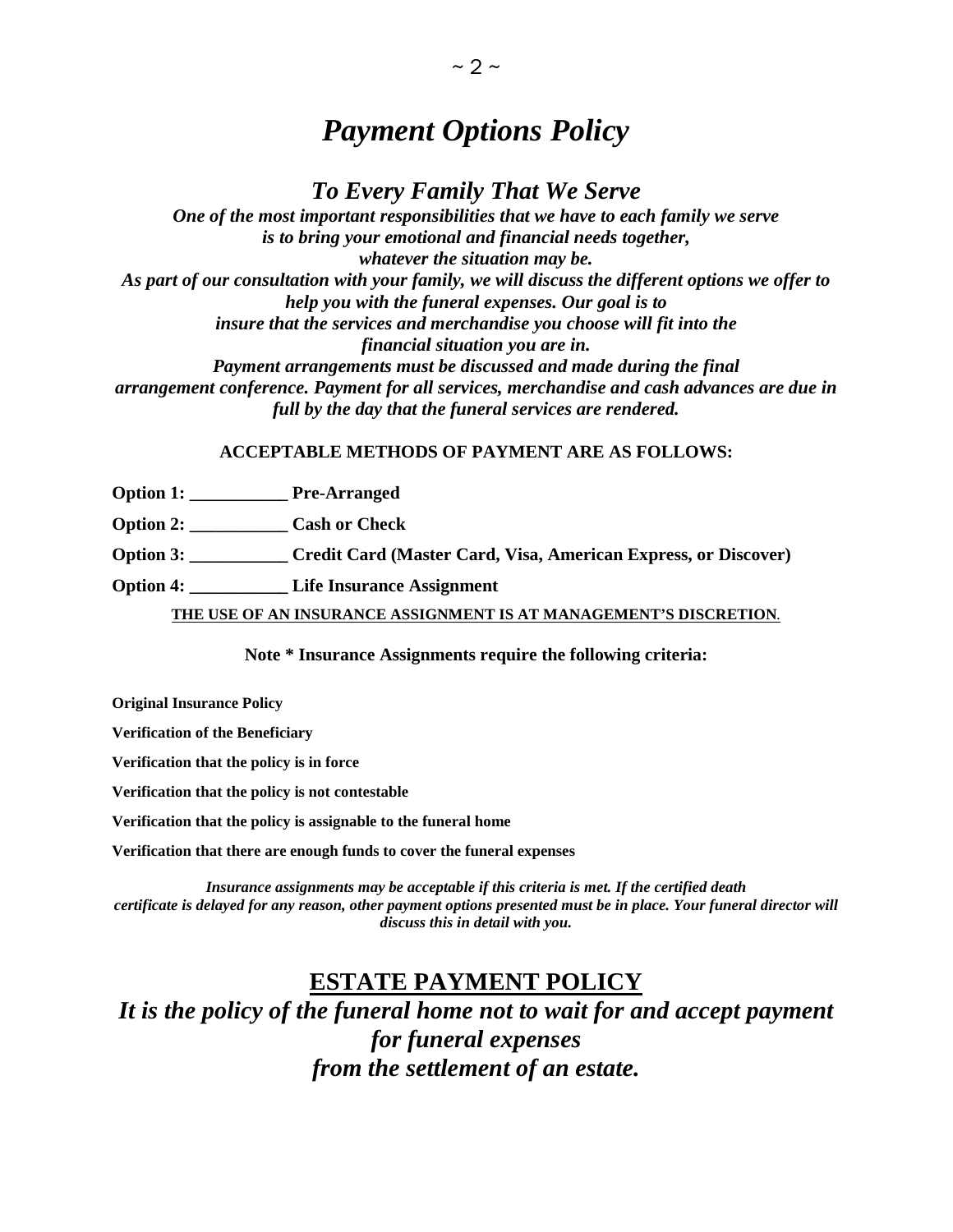# *Payment Options Policy*

## *To Every Family That We Serve*

***One of the most important responsibilities that we have to each family we serve is to bring your emotional and financial needs together, whatever the situation may be.***

***As part of our consultation with your family, we will discuss the different options we offer to help you with the funeral expenses. Our goal is to insure that the services and merchandise you choose will fit into the financial situation you are in.***

***Payment arrangements must be discussed and made during the final arrangement conference. Payment for all services, merchandise and cash advances are due in full by the day that the funeral services are rendered.***

**ACCEPTABLE METHODS OF PAYMENT ARE AS FOLLOWS:**

**Option 1: ___________ Pre-Arranged**

**Option 2: ___________ Cash or Check**

**Option 3: ___________ Credit Card (Master Card, Visa, American Express, or Discover)**

**Option 4: ___________ Life Insurance Assignment**

**<u>THE USE OF AN INSURANCE ASSIGNMENT IS AT MANAGEMENT'S DISCRETION</u>.**

**Note * Insurance Assignments require the following criteria:**

**Original Insurance Policy**

**Verification of the Beneficiary**

**Verification that the policy is in force**

**Verification that the policy is not contestable**

**Verification that the policy is assignable to the funeral home**

**Verification that there are enough funds to cover the funeral expenses**

***Insurance assignments may be acceptable if this criteria is met. If the certified death certificate is delayed for any reason, other payment options presented must be in place. Your funeral director will discuss this in detail with you.***

## <u>ESTATE PAYMENT POLICY</u>

## *It is the policy of the funeral home not to wait for and accept payment for funeral expenses from the settlement of an estate.*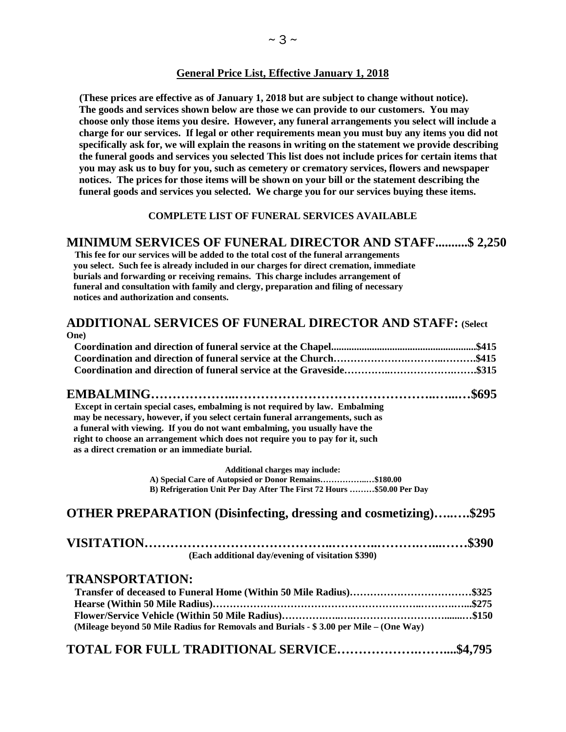## General Price List, Effective January 1, 2018

**(These prices are effective as of January 1, 2018 but are subject to change without notice). The goods and services shown below are those we can provide to our customers. You may choose only those items you desire. However, any funeral arrangements you select will include a charge for our services. If legal or other requirements mean you must buy any items you did not specifically ask for, we will explain the reasons in writing on the statement we provide describing the funeral goods and services you selected This list does not include prices for certain items that you may ask us to buy for you, such as cemetery or crematory services, flowers and newspaper notices. The prices for those items will be shown on your bill or the statement describing the funeral goods and services you selected. We charge you for our services buying these items.**

### COMPLETE LIST OF FUNERAL SERVICES AVAILABLE

## MINIMUM SERVICES OF FUNERAL DIRECTOR AND STAFF..........$ 2,250

**This fee for our services will be added to the total cost of the funeral arrangements you select. Such fee is already included in our charges for direct cremation, immediate burials and forwarding or receiving remains. This charge includes arrangement of funeral and consultation with family and clergy, preparation and filing of necessary notices and authorization and consents.**

## ADDITIONAL SERVICES OF FUNERAL DIRECTOR AND STAFF: (Select One)

**Coordination and direction of funeral service at the Chapel.........................................................$415**
**Coordination and direction of funeral service at the Church…………………………..……….$415**
**Coordination and direction of funeral service at the Graveside…………..…………………….$315**

## EMBALMING………………..……………………………………..…....…$695

**Except in certain special cases, embalming is not required by law. Embalming may be necessary, however, if you select certain funeral arrangements, such as a funeral with viewing. If you do not want embalming, you usually have the right to choose an arrangement which does not require you to pay for it, such as a direct cremation or an immediate burial.**

**Additional charges may include:**
**A) Special Care of Autopsied or Donor Remains……………...…$180.00**
**B) Refrigeration Unit Per Day After The First 72 Hours ………$50.00 Per Day**

## OTHER PREPARATION (Disinfecting, dressing and cosmetizing)…..….$295

## VISITATION…………………………………..………..……….…...……$390

**(Each additional day/evening of visitation $390)**

## TRANSPORTATION:

**Transfer of deceased to Funeral Home (Within 50 Mile Radius)………………………………$325**
**Hearse (Within 50 Mile Radius)……………………………………………………..……..…...$275**
**Flower/Service Vehicle (Within 50 Mile Radius)……………..…..……………………….......…$150**
**(Mileage beyond 50 Mile Radius for Removals and Burials - $ 3.00 per Mile – (One Way)**

## TOTAL FOR FULL TRADITIONAL SERVICE……………….……...$4,795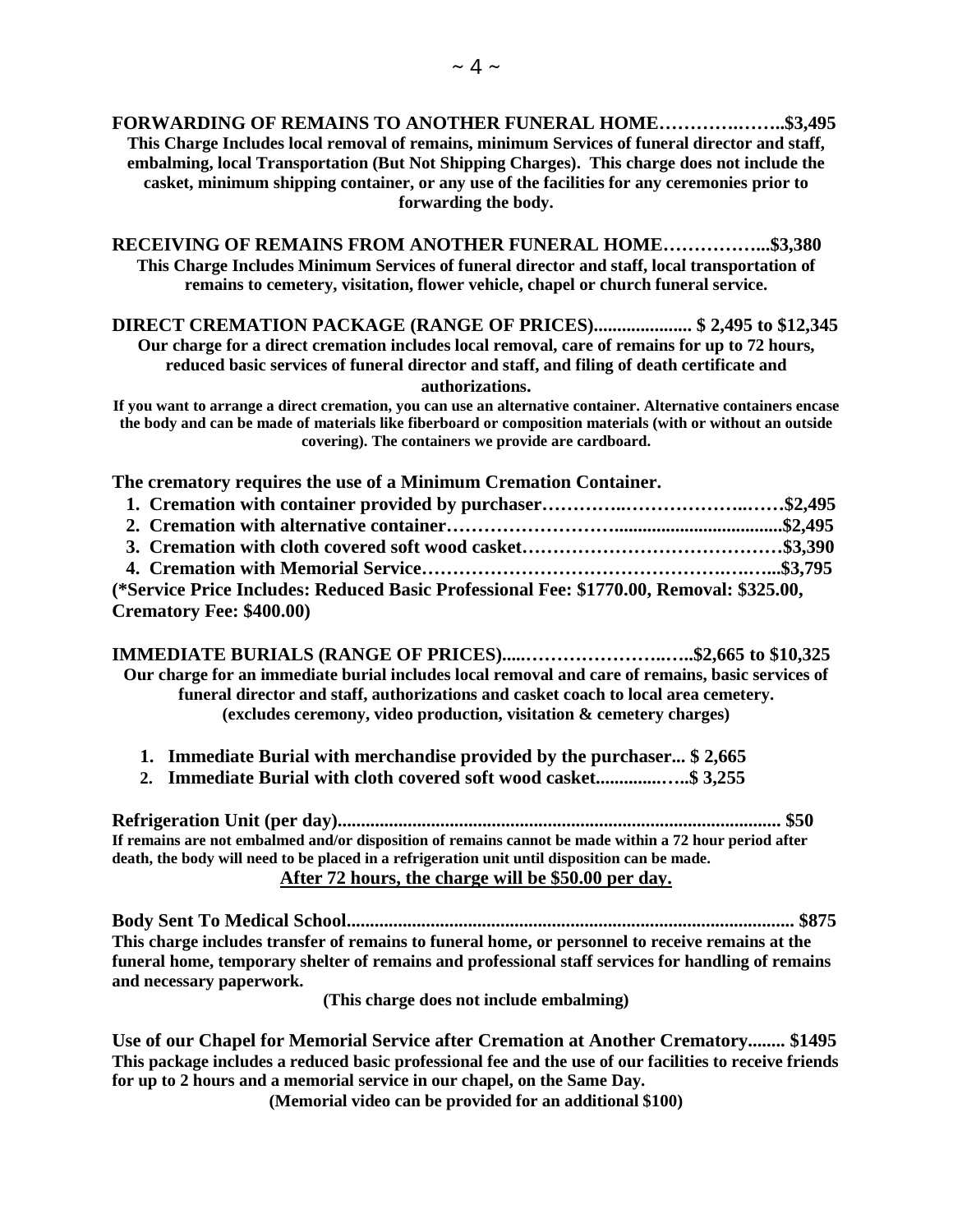**FORWARDING OF REMAINS TO ANOTHER FUNERAL HOME……….…….$3,495**

**This Charge Includes local removal of remains, minimum Services of funeral director and staff, embalming, local Transportation (But Not Shipping Charges). This charge does not include the casket, minimum shipping container, or any use of the facilities for any ceremonies prior to forwarding the body.**

**RECEIVING OF REMAINS FROM ANOTHER FUNERAL HOME……………..$3,380**

**This Charge Includes Minimum Services of funeral director and staff, local transportation of remains to cemetery, visitation, flower vehicle, chapel or church funeral service.**

**DIRECT CREMATION PACKAGE (RANGE OF PRICES)..................... $ 2,495 to $12,345**

**Our charge for a direct cremation includes local removal, care of remains for up to 72 hours, reduced basic services of funeral director and staff, and filing of death certificate and authorizations.**

**If you want to arrange a direct cremation, you can use an alternative container. Alternative containers encase the body and can be made of materials like fiberboard or composition materials (with or without an outside covering). The containers we provide are cardboard.**

**The crematory requires the use of a Minimum Cremation Container.**

1. **Cremation with container provided by purchaser………….………………..……$2,495**
2. **Cremation with alternative container…………………….....................................$2,495**
3. **Cremation with cloth covered soft wood casket…………………………………$3,390**
4. **Cremation with Memorial Service…………………………………………..…...$3,795**

**(*Service Price Includes: Reduced Basic Professional Fee: $1770.00, Removal: $325.00, Crematory Fee: $400.00)**

**IMMEDIATE BURIALS (RANGE OF PRICES).....…………………..…..$2,665 to $10,325**

**Our charge for an immediate burial includes local removal and care of remains, basic services of funeral director and staff, authorizations and casket coach to local area cemetery. (excludes ceremony, video production, visitation & cemetery charges)**

1. **Immediate Burial with merchandise provided by the purchaser... $ 2,665**
2. **Immediate Burial with cloth covered soft wood casket..............…..$ 3,255**

**Refrigeration Unit (per day)............................................................................................ $50**

**If remains are not embalmed and/or disposition of remains cannot be made within a 72 hour period after death, the body will need to be placed in a refrigeration unit until disposition can be made.**

**<u>After 72 hours, the charge will be $50.00 per day.</u>**

**Body Sent To Medical School............................................................................................ $875**

**This charge includes transfer of remains to funeral home, or personnel to receive remains at the funeral home, temporary shelter of remains and professional staff services for handling of remains and necessary paperwork.**

**(This charge does not include embalming)**

**Use of our Chapel for Memorial Service after Cremation at Another Crematory........ $1495**

**This package includes a reduced basic professional fee and the use of our facilities to receive friends for up to 2 hours and a memorial service in our chapel, on the Same Day.**

**(Memorial video can be provided for an additional $100)**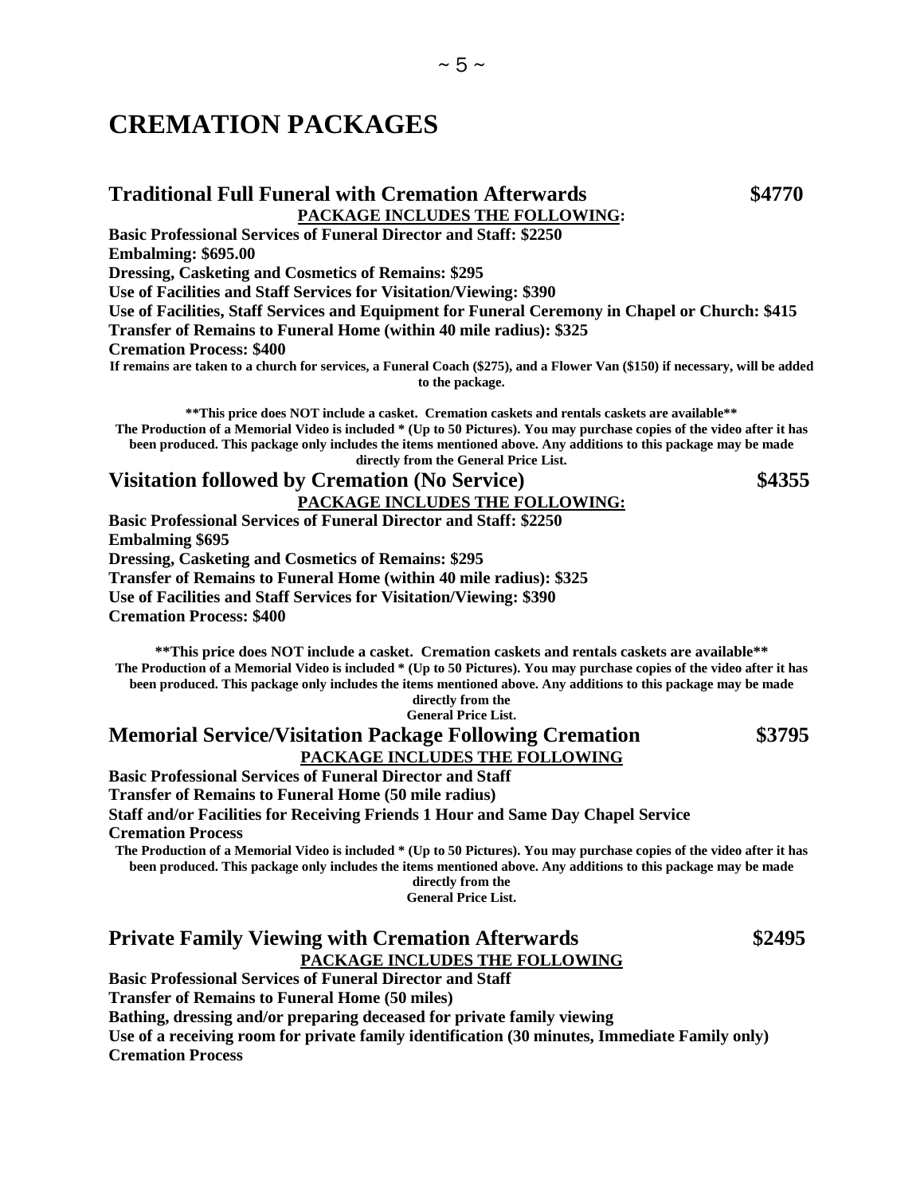# CREMATION PACKAGES

## Traditional Full Funeral with Cremation Afterwards $4770

**PACKAGE INCLUDES THE FOLLOWING:**

**Basic Professional Services of Funeral Director and Staff: $2250**
**Embalming: $695.00**
**Dressing, Casketing and Cosmetics of Remains: $295**
**Use of Facilities and Staff Services for Visitation/Viewing: $390**
**Use of Facilities, Staff Services and Equipment for Funeral Ceremony in Chapel or Church: $415**
**Transfer of Remains to Funeral Home (within 40 mile radius): $325**
**Cremation Process: $400**

**If remains are taken to a church for services, a Funeral Coach ($275), and a Flower Van ($150) if necessary, will be added to the package.**

****This price does NOT include a casket. Cremation caskets and rentals caskets are available****
**The Production of a Memorial Video is included * (Up to 50 Pictures). You may purchase copies of the video after it has been produced. This package only includes the items mentioned above. Any additions to this package may be made directly from the General Price List.**

## Visitation followed by Cremation (No Service) $4355

**PACKAGE INCLUDES THE FOLLOWING:**

**Basic Professional Services of Funeral Director and Staff: $2250**
**Embalming $695**
**Dressing, Casketing and Cosmetics of Remains: $295**
**Transfer of Remains to Funeral Home (within 40 mile radius): $325**
**Use of Facilities and Staff Services for Visitation/Viewing: $390**
**Cremation Process: $400**

****This price does NOT include a casket. Cremation caskets and rentals caskets are available****
**The Production of a Memorial Video is included * (Up to 50 Pictures). You may purchase copies of the video after it has been produced. This package only includes the items mentioned above. Any additions to this package may be made directly from the General Price List.**

## Memorial Service/Visitation Package Following Cremation $3795

**PACKAGE INCLUDES THE FOLLOWING**

**Basic Professional Services of Funeral Director and Staff**
**Transfer of Remains to Funeral Home (50 mile radius)**
**Staff and/or Facilities for Receiving Friends 1 Hour and Same Day Chapel Service**
**Cremation Process**

**The Production of a Memorial Video is included * (Up to 50 Pictures). You may purchase copies of the video after it has been produced. This package only includes the items mentioned above. Any additions to this package may be made directly from the General Price List.**

## Private Family Viewing with Cremation Afterwards $2495

**PACKAGE INCLUDES THE FOLLOWING**

**Basic Professional Services of Funeral Director and Staff**
**Transfer of Remains to Funeral Home (50 miles)**
**Bathing, dressing and/or preparing deceased for private family viewing**
**Use of a receiving room for private family identification (30 minutes, Immediate Family only)**
**Cremation Process**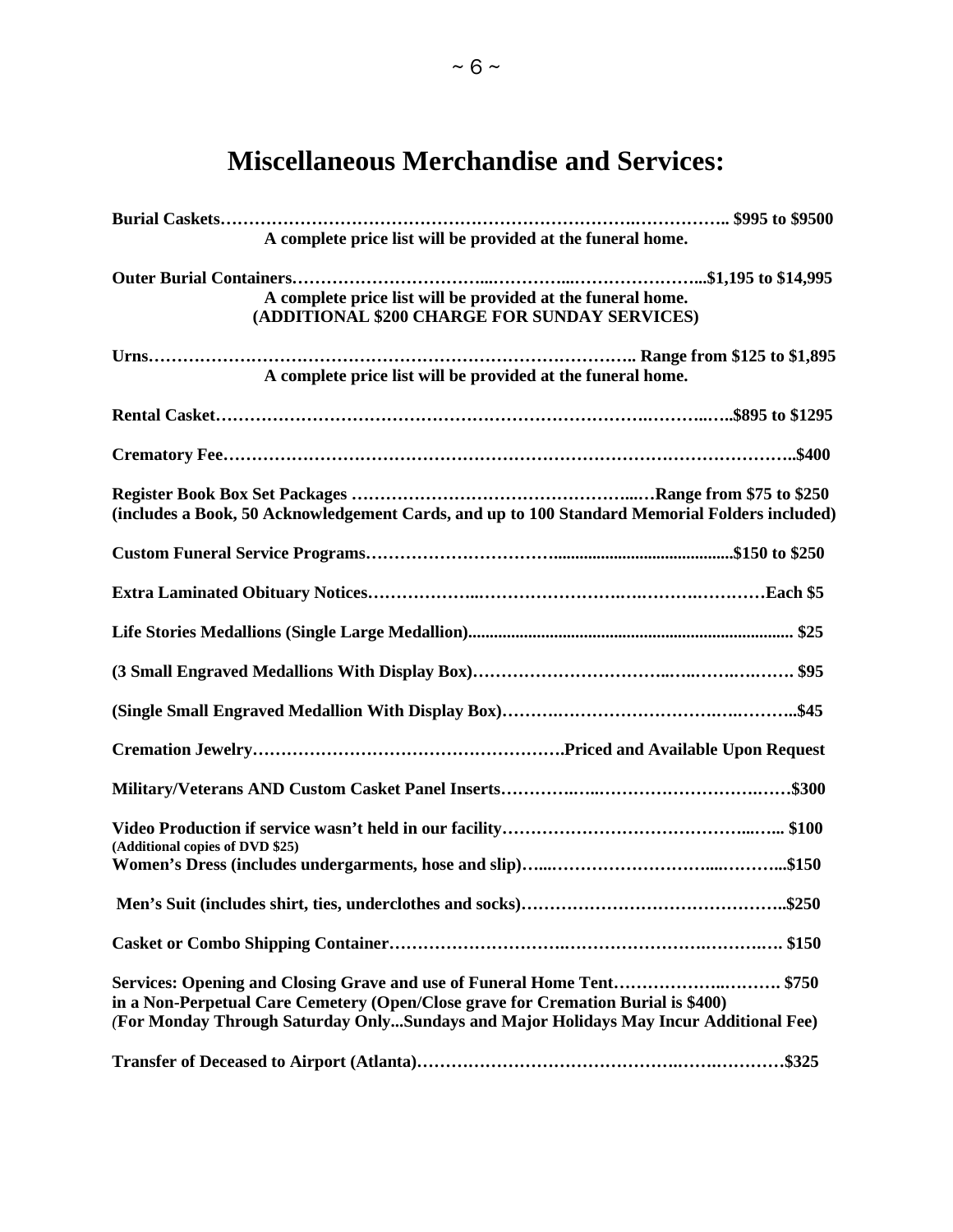# Miscellaneous Merchandise and Services:

**Burial Caskets…………………………………………………………………….…………….. $995 to $9500**
**A complete price list will be provided at the funeral home.**

**Outer Burial Containers……………………………...…………...…………………...$1,195 to $14,995**
**A complete price list will be provided at the funeral home.**
**(ADDITIONAL $200 CHARGE FOR SUNDAY SERVICES)**

**Urns……………………………………………………………………….. Range from $125 to $1,895**
**A complete price list will be provided at the funeral home.**

**Rental Casket…………………………………………………………………….………..…..$895 to $1295**

**Crematory Fee……………………………………………………………………………………..$400**

**Register Book Box Set Packages ……………………………………………...…Range from $75 to $250**
**(includes a Book, 50 Acknowledgement Cards, and up to 100 Standard Memorial Folders included)**

**Custom Funeral Service Programs…………………………….........................................$150 to $250**

**Extra Laminated Obituary Notices………………..……………………….……….…………Each $5**

**Life Stories Medallions (Single Large Medallion)........................................................................... $25**

**(3 Small Engraved Medallions With Display Box)……………………………..….…….….……. $95**

**(Single Small Engraved Medallion With Display Box)……….……………………….….………..$45**

**Cremation Jewelry……………………………………………….Priced and Available Upon Request**

**Military/Veterans AND Custom Casket Panel Inserts…………….…..…………………….…….$300**

**Video Production if service wasn't held in our facility……………………………………...….. $100**
**(Additional copies of DVD $25)**
**Women's Dress (includes undergarments, hose and slip)…...………………………...………..$150**

**Men's Suit (includes shirt, ties, underclothes and socks)………………………………………..$250**

**Casket or Combo Shipping Container……………………….……………………….………. $150**

**Services: Opening and Closing Grave and use of Funeral Home Tent……………….………. $750**
**in a Non-Perpetual Care Cemetery (Open/Close grave for Cremation Burial is $400)**
***(For Monday Through Saturday Only...Sundays and Major Holidays May Incur Additional Fee)***

**Transfer of Deceased to Airport (Atlanta)……………………………………….…….…………$325**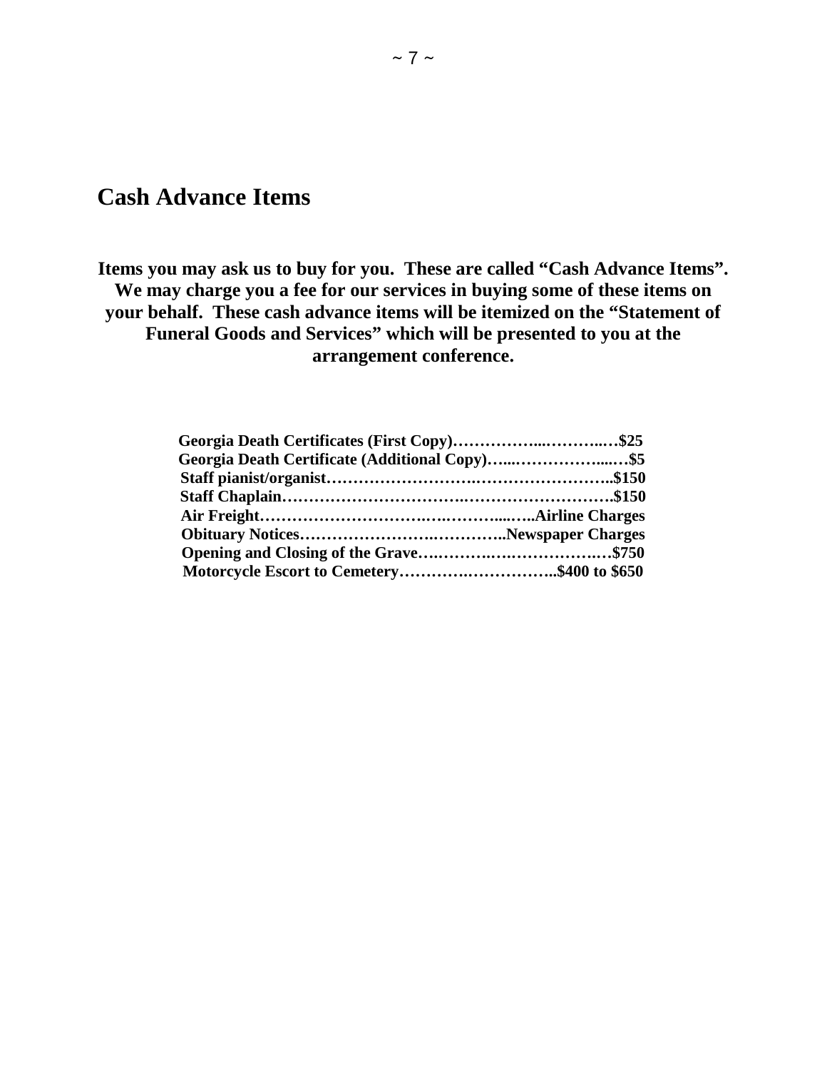# Cash Advance Items

**Items you may ask us to buy for you. These are called "Cash Advance Items". We may charge you a fee for our services in buying some of these items on your behalf. These cash advance items will be itemized on the "Statement of Funeral Goods and Services" which will be presented to you at the arrangement conference.**

**Georgia Death Certificates (First Copy)………………………….$25**
**Georgia Death Certificate (Additional Copy)………………………$5**
**Staff pianist/organist…………………………………………………$150**
**Staff Chaplain…………………………………………………………$150**
**Air Freight………………………………………………….Airline Charges**
**Obituary Notices………………………………………Newspaper Charges**
**Opening and Closing of the Grave…………………………………$750**
**Motorcycle Escort to Cemetery…………………………..$400 to $650**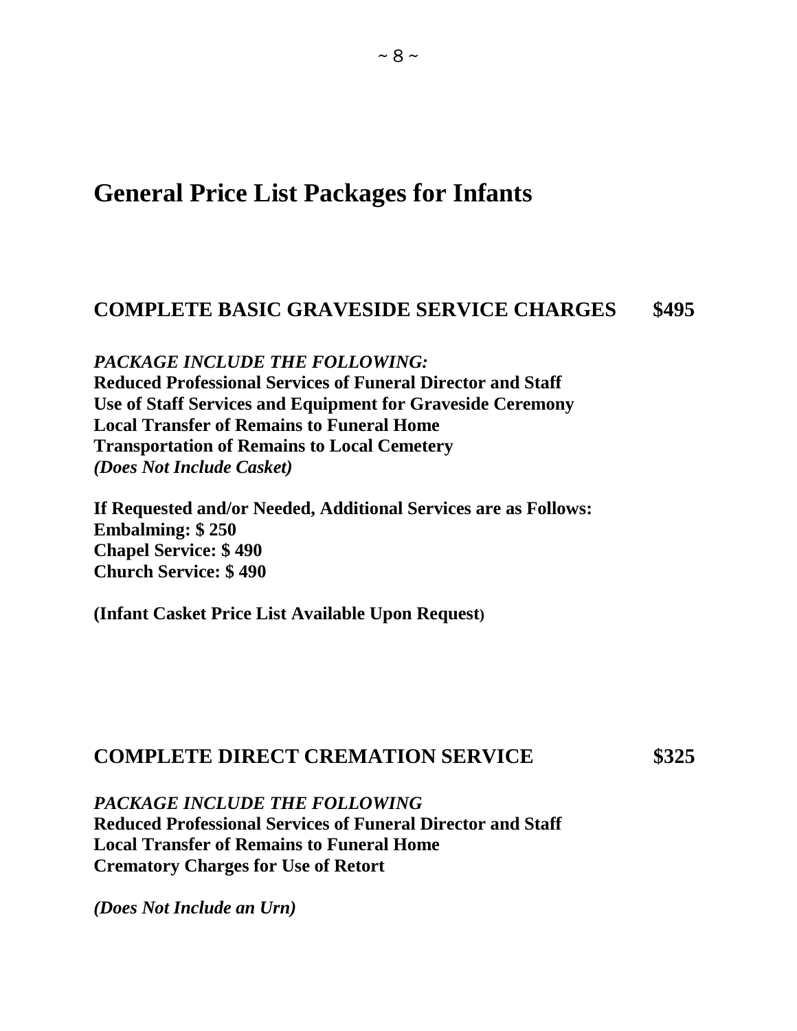# General Price List Packages for Infants

## COMPLETE BASIC GRAVESIDE SERVICE CHARGES $495

***PACKAGE INCLUDE THE FOLLOWING:***
**Reduced Professional Services of Funeral Director and Staff**
**Use of Staff Services and Equipment for Graveside Ceremony**
**Local Transfer of Remains to Funeral Home**
**Transportation of Remains to Local Cemetery**
***(Does Not Include Casket)***

**If Requested and/or Needed, Additional Services are as Follows:**
**Embalming: $ 250**
**Chapel Service: $ 490**
**Church Service: $ 490**

**(Infant Casket Price List Available Upon Request)**

## COMPLETE DIRECT CREMATION SERVICE $325

***PACKAGE INCLUDE THE FOLLOWING***
**Reduced Professional Services of Funeral Director and Staff**
**Local Transfer of Remains to Funeral Home**
**Crematory Charges for Use of Retort**

***(Does Not Include an Urn)***